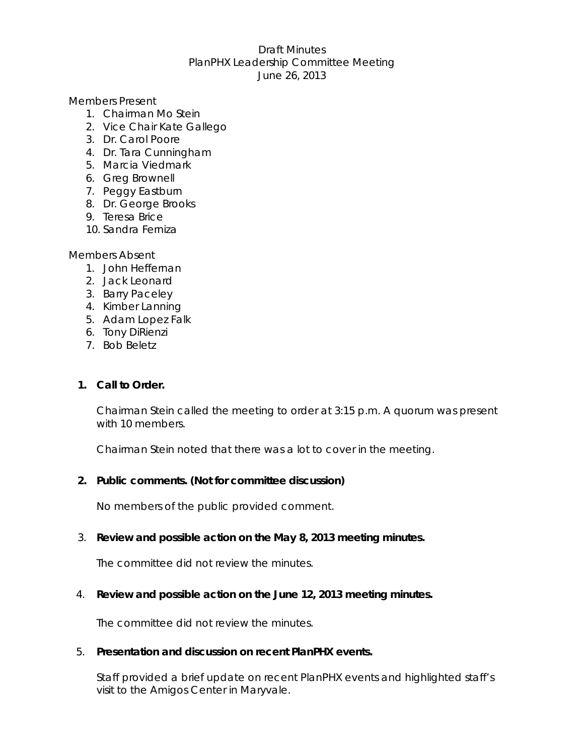Draft Minutes
PlanPHX Leadership Committee Meeting
June 26, 2013

Members Present
1. Chairman Mo Stein
2. Vice Chair Kate Gallego
3. Dr. Carol Poore
4. Dr. Tara Cunningham
5. Marcia Viedmark
6. Greg Brownell
7. Peggy Eastburn
8. Dr. George Brooks
9. Teresa Brice
10. Sandra Ferniza

Members Absent
1. John Heffernan
2. Jack Leonard
3. Barry Paceley
4. Kimber Lanning
5. Adam Lopez Falk
6. Tony DiRienzi
7. Bob Beletz

1. **Call to Order.**

   Chairman Stein called the meeting to order at 3:15 p.m. A quorum was present with 10 members.

   Chairman Stein noted that there was a lot to cover in the meeting.

2. **Public comments. (Not for committee discussion)**

   No members of the public provided comment.

3. **Review and possible action on the May 8, 2013 meeting minutes.**

   The committee did not review the minutes.

4. **Review and possible action on the June 12, 2013 meeting minutes.**

   The committee did not review the minutes.

5. **Presentation and discussion on recent PlanPHX events.**

   Staff provided a brief update on recent PlanPHX events and highlighted staff's visit to the Amigos Center in Maryvale.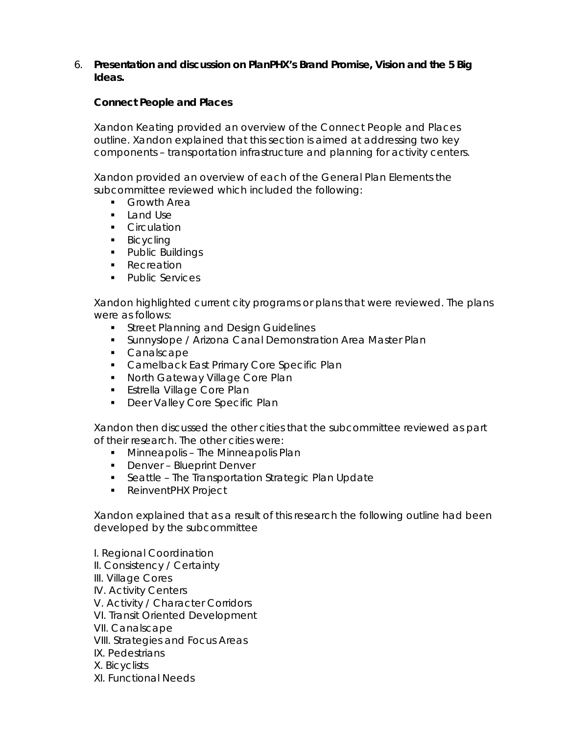6. **Presentation and discussion on PlanPHX's Brand Promise, Vision and the 5 Big Ideas.**

**Connect People and Places**

Xandon Keating provided an overview of the Connect People and Places outline. Xandon explained that this section is aimed at addressing two key components – transportation infrastructure and planning for activity centers.

Xandon provided an overview of each of the General Plan Elements the subcommittee reviewed which included the following:

- Growth Area
- Land Use
- Circulation
- Bicycling
- Public Buildings
- Recreation
- Public Services

Xandon highlighted current city programs or plans that were reviewed. The plans were as follows:

- Street Planning and Design Guidelines
- Sunnyslope / Arizona Canal Demonstration Area Master Plan
- Canalscape
- Camelback East Primary Core Specific Plan
- North Gateway Village Core Plan
- Estrella Village Core Plan
- Deer Valley Core Specific Plan

Xandon then discussed the other cities that the subcommittee reviewed as part of their research. The other cities were:

- Minneapolis – The Minneapolis Plan
- Denver – Blueprint Denver
- Seattle – The Transportation Strategic Plan Update
- ReinventPHX Project

Xandon explained that as a result of this research the following outline had been developed by the subcommittee

I. Regional Coordination
II. Consistency / Certainty
III. Village Cores
IV. Activity Centers
V. Activity / Character Corridors
VI. Transit Oriented Development
VII. Canalscape
VIII. Strategies and Focus Areas
IX. Pedestrians
X. Bicyclists
XI. Functional Needs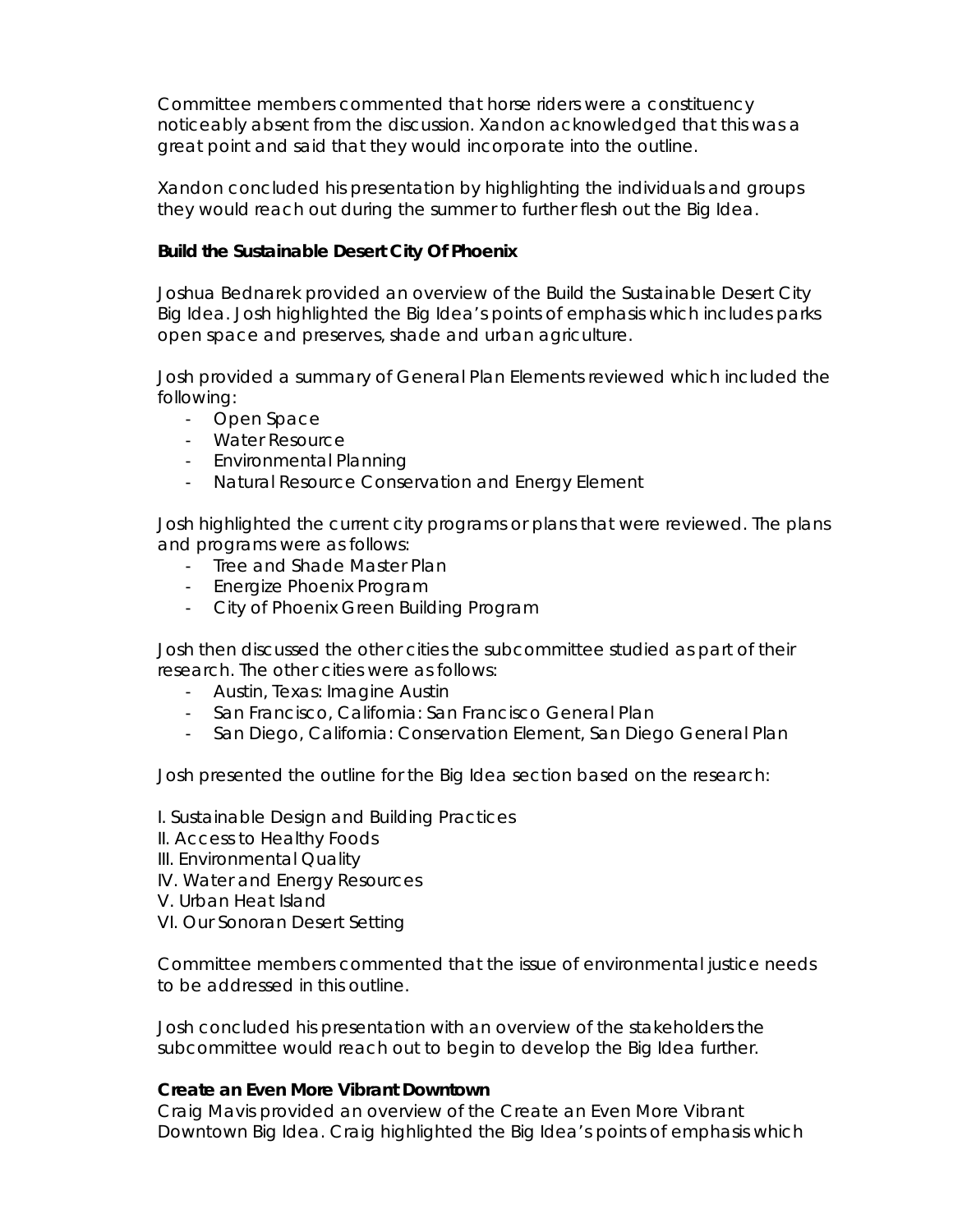Committee members commented that horse riders were a constituency noticeably absent from the discussion. Xandon acknowledged that this was a great point and said that they would incorporate into the outline.

Xandon concluded his presentation by highlighting the individuals and groups they would reach out during the summer to further flesh out the Big Idea.

**Build the Sustainable Desert City Of Phoenix**

Joshua Bednarek provided an overview of the Build the Sustainable Desert City Big Idea. Josh highlighted the Big Idea's points of emphasis which includes parks open space and preserves, shade and urban agriculture.

Josh provided a summary of General Plan Elements reviewed which included the following:

- Open Space
- Water Resource
- Environmental Planning
- Natural Resource Conservation and Energy Element

Josh highlighted the current city programs or plans that were reviewed. The plans and programs were as follows:

- Tree and Shade Master Plan
- Energize Phoenix Program
- City of Phoenix Green Building Program

Josh then discussed the other cities the subcommittee studied as part of their research. The other cities were as follows:

- Austin, Texas: Imagine Austin
- San Francisco, California: San Francisco General Plan
- San Diego, California: Conservation Element, San Diego General Plan

Josh presented the outline for the Big Idea section based on the research:

I. Sustainable Design and Building Practices
II. Access to Healthy Foods
III. Environmental Quality
IV. Water and Energy Resources
V. Urban Heat Island
VI. Our Sonoran Desert Setting

Committee members commented that the issue of environmental justice needs to be addressed in this outline.

Josh concluded his presentation with an overview of the stakeholders the subcommittee would reach out to begin to develop the Big Idea further.

**Create an Even More Vibrant Downtown**

Craig Mavis provided an overview of the Create an Even More Vibrant Downtown Big Idea. Craig highlighted the Big Idea's points of emphasis which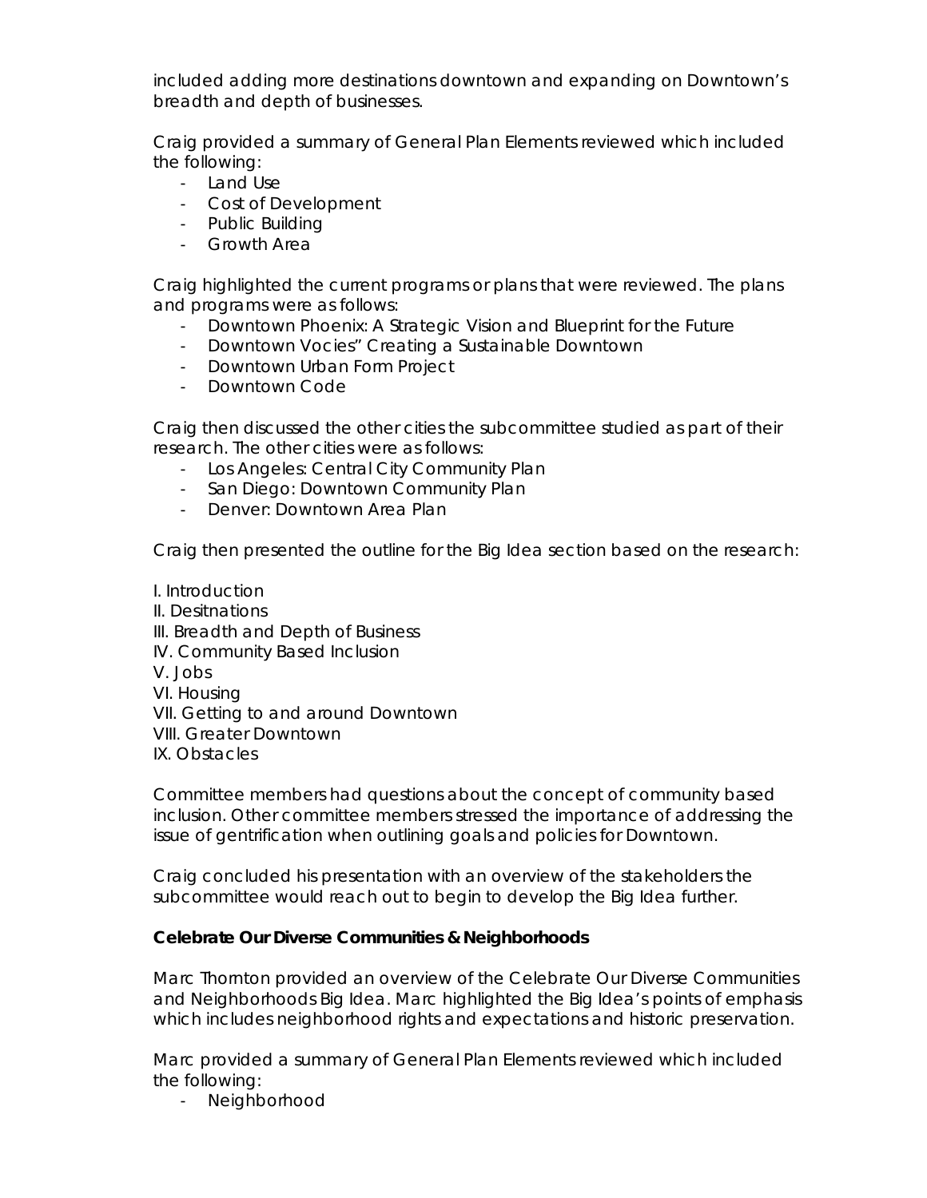included adding more destinations downtown and expanding on Downtown's breadth and depth of businesses.

Craig provided a summary of General Plan Elements reviewed which included the following:

- Land Use
- Cost of Development
- Public Building
- Growth Area

Craig highlighted the current programs or plans that were reviewed. The plans and programs were as follows:

- Downtown Phoenix: A Strategic Vision and Blueprint for the Future
- Downtown Vocies" Creating a Sustainable Downtown
- Downtown Urban Form Project
- Downtown Code

Craig then discussed the other cities the subcommittee studied as part of their research. The other cities were as follows:

- Los Angeles: Central City Community Plan
- San Diego: Downtown Community Plan
- Denver: Downtown Area Plan

Craig then presented the outline for the Big Idea section based on the research:

I. Introduction
II. Desitnations
III. Breadth and Depth of Business
IV. Community Based Inclusion
V. Jobs
VI. Housing
VII. Getting to and around Downtown
VIII. Greater Downtown
IX. Obstacles

Committee members had questions about the concept of community based inclusion. Other committee members stressed the importance of addressing the issue of gentrification when outlining goals and policies for Downtown.

Craig concluded his presentation with an overview of the stakeholders the subcommittee would reach out to begin to develop the Big Idea further.

**Celebrate Our Diverse Communities & Neighborhoods**

Marc Thornton provided an overview of the Celebrate Our Diverse Communities and Neighborhoods Big Idea. Marc highlighted the Big Idea's points of emphasis which includes neighborhood rights and expectations and historic preservation.

Marc provided a summary of General Plan Elements reviewed which included the following:

- Neighborhood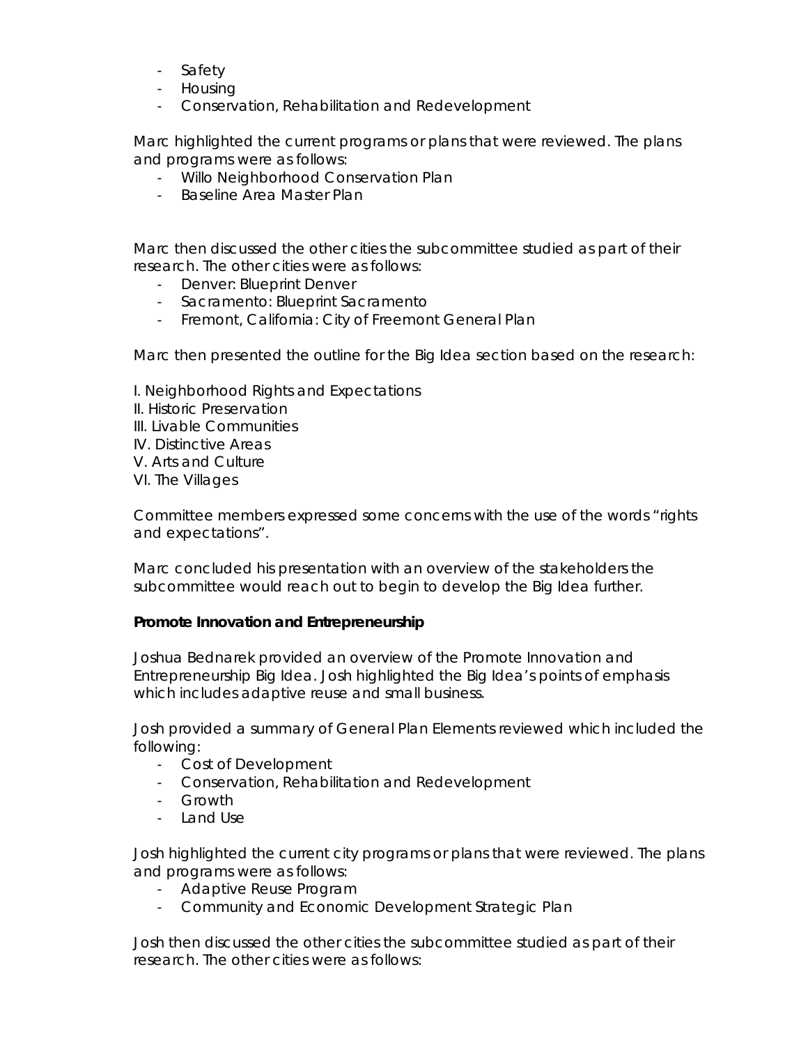- Safety
- Housing
- Conservation, Rehabilitation and Redevelopment

Marc highlighted the current programs or plans that were reviewed. The plans and programs were as follows:

- Willo Neighborhood Conservation Plan
- Baseline Area Master Plan

Marc then discussed the other cities the subcommittee studied as part of their research. The other cities were as follows:

- Denver: Blueprint Denver
- Sacramento: Blueprint Sacramento
- Fremont, California: City of Freemont General Plan

Marc then presented the outline for the Big Idea section based on the research:

I. Neighborhood Rights and Expectations
II. Historic Preservation
III. Livable Communities
IV. Distinctive Areas
V. Arts and Culture
VI. The Villages

Committee members expressed some concerns with the use of the words "rights and expectations".

Marc concluded his presentation with an overview of the stakeholders the subcommittee would reach out to begin to develop the Big Idea further.

**Promote Innovation and Entrepreneurship**

Joshua Bednarek provided an overview of the Promote Innovation and Entrepreneurship Big Idea. Josh highlighted the Big Idea's points of emphasis which includes adaptive reuse and small business.

Josh provided a summary of General Plan Elements reviewed which included the following:

- Cost of Development
- Conservation, Rehabilitation and Redevelopment
- Growth
- Land Use

Josh highlighted the current city programs or plans that were reviewed. The plans and programs were as follows:

- Adaptive Reuse Program
- Community and Economic Development Strategic Plan

Josh then discussed the other cities the subcommittee studied as part of their research. The other cities were as follows: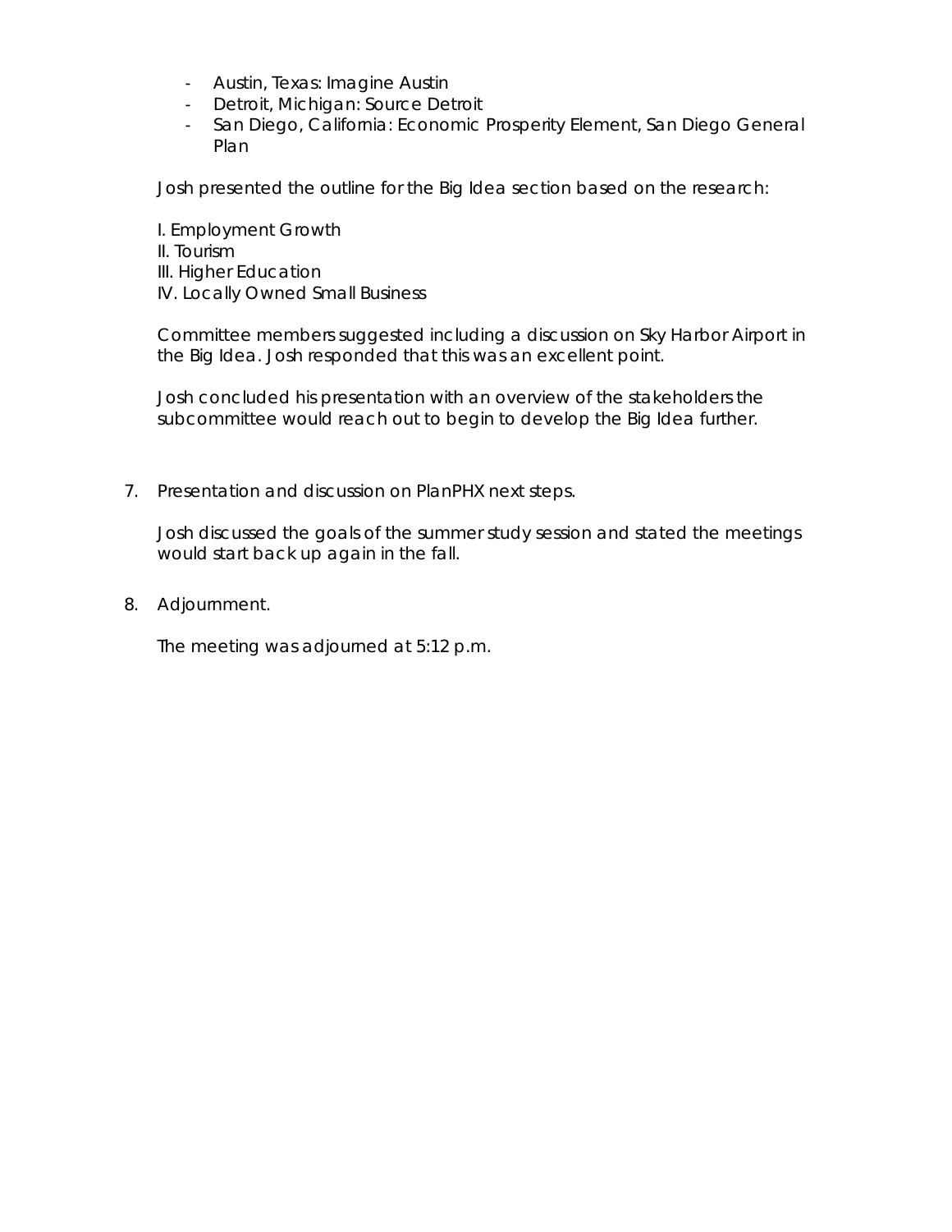- Austin, Texas: Imagine Austin
- Detroit, Michigan: Source Detroit
- San Diego, California: Economic Prosperity Element, San Diego General Plan

Josh presented the outline for the Big Idea section based on the research:

I. Employment Growth
II. Tourism
III. Higher Education
IV. Locally Owned Small Business

Committee members suggested including a discussion on Sky Harbor Airport in the Big Idea. Josh responded that this was an excellent point.

Josh concluded his presentation with an overview of the stakeholders the subcommittee would reach out to begin to develop the Big Idea further.

7. Presentation and discussion on PlanPHX next steps.

   Josh discussed the goals of the summer study session and stated the meetings would start back up again in the fall.

8. Adjournment.

   The meeting was adjourned at 5:12 p.m.